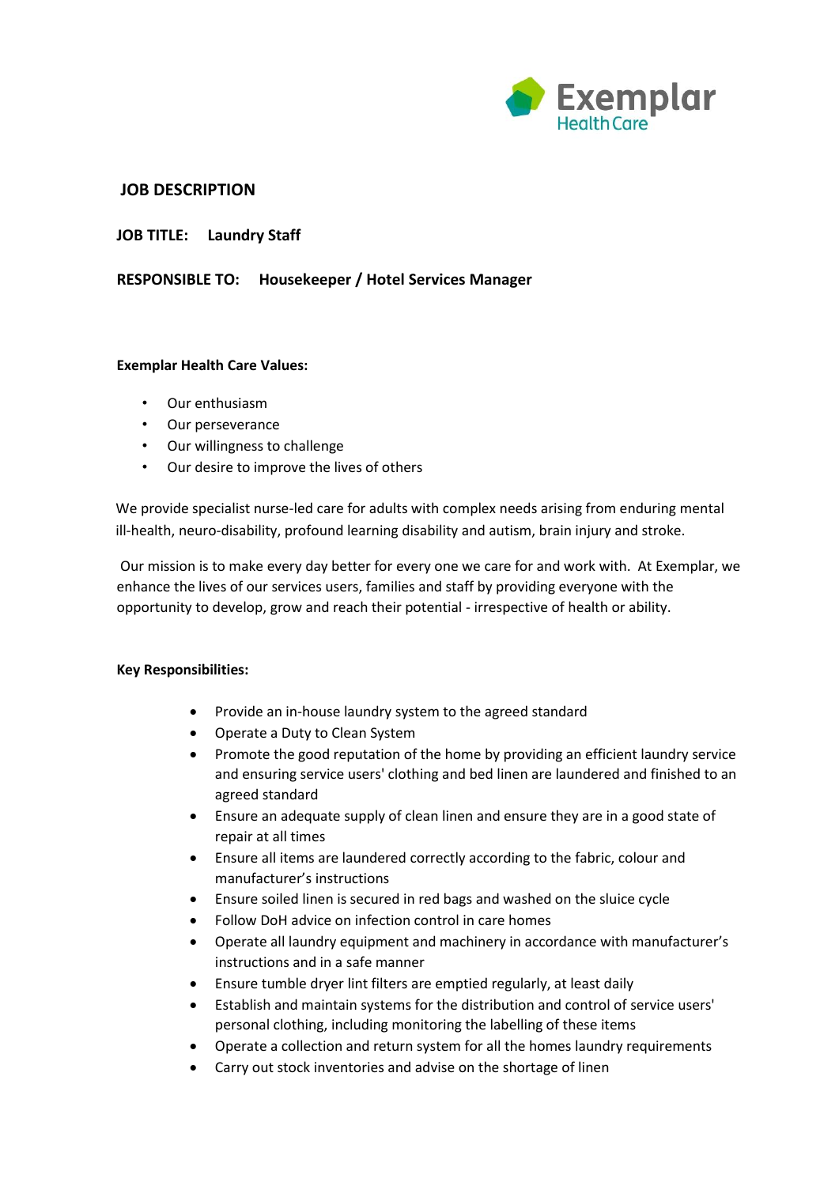Exemplar Health Care

# JOB DESCRIPTION

**JOB TITLE: Laundry Staff**

**RESPONSIBLE TO: Housekeeper / Hotel Services Manager**

**Exemplar Health Care Values:**

- Our enthusiasm
- Our perseverance
- Our willingness to challenge
- Our desire to improve the lives of others

We provide specialist nurse-led care for adults with complex needs arising from enduring mental ill-health, neuro-disability, profound learning disability and autism, brain injury and stroke.

Our mission is to make every day better for every one we care for and work with. At Exemplar, we enhance the lives of our services users, families and staff by providing everyone with the opportunity to develop, grow and reach their potential - irrespective of health or ability.

**Key Responsibilities:**

- Provide an in-house laundry system to the agreed standard
- Operate a Duty to Clean System
- Promote the good reputation of the home by providing an efficient laundry service and ensuring service users' clothing and bed linen are laundered and finished to an agreed standard
- Ensure an adequate supply of clean linen and ensure they are in a good state of repair at all times
- Ensure all items are laundered correctly according to the fabric, colour and manufacturer's instructions
- Ensure soiled linen is secured in red bags and washed on the sluice cycle
- Follow DoH advice on infection control in care homes
- Operate all laundry equipment and machinery in accordance with manufacturer's instructions and in a safe manner
- Ensure tumble dryer lint filters are emptied regularly, at least daily
- Establish and maintain systems for the distribution and control of service users' personal clothing, including monitoring the labelling of these items
- Operate a collection and return system for all the homes laundry requirements
- Carry out stock inventories and advise on the shortage of linen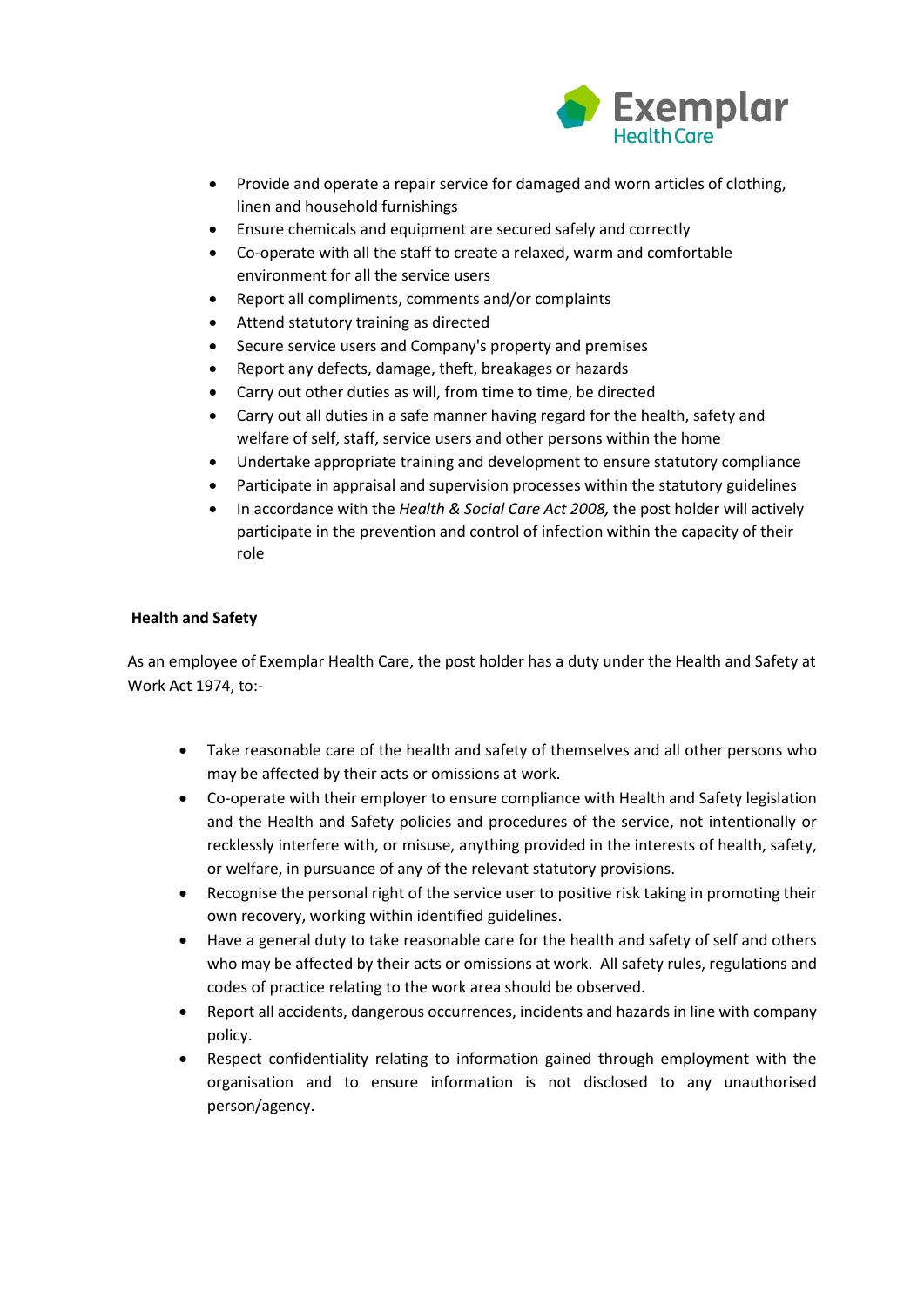- Provide and operate a repair service for damaged and worn articles of clothing, linen and household furnishings
- Ensure chemicals and equipment are secured safely and correctly
- Co-operate with all the staff to create a relaxed, warm and comfortable environment for all the service users
- Report all compliments, comments and/or complaints
- Attend statutory training as directed
- Secure service users and Company's property and premises
- Report any defects, damage, theft, breakages or hazards
- Carry out other duties as will, from time to time, be directed
- Carry out all duties in a safe manner having regard for the health, safety and welfare of self, staff, service users and other persons within the home
- Undertake appropriate training and development to ensure statutory compliance
- Participate in appraisal and supervision processes within the statutory guidelines
- In accordance with the *Health & Social Care Act 2008,* the post holder will actively participate in the prevention and control of infection within the capacity of their role

**Health and Safety**

As an employee of Exemplar Health Care, the post holder has a duty under the Health and Safety at Work Act 1974, to:-

- Take reasonable care of the health and safety of themselves and all other persons who may be affected by their acts or omissions at work.
- Co-operate with their employer to ensure compliance with Health and Safety legislation and the Health and Safety policies and procedures of the service, not intentionally or recklessly interfere with, or misuse, anything provided in the interests of health, safety, or welfare, in pursuance of any of the relevant statutory provisions.
- Recognise the personal right of the service user to positive risk taking in promoting their own recovery, working within identified guidelines.
- Have a general duty to take reasonable care for the health and safety of self and others who may be affected by their acts or omissions at work. All safety rules, regulations and codes of practice relating to the work area should be observed.
- Report all accidents, dangerous occurrences, incidents and hazards in line with company policy.
- Respect confidentiality relating to information gained through employment with the organisation and to ensure information is not disclosed to any unauthorised person/agency.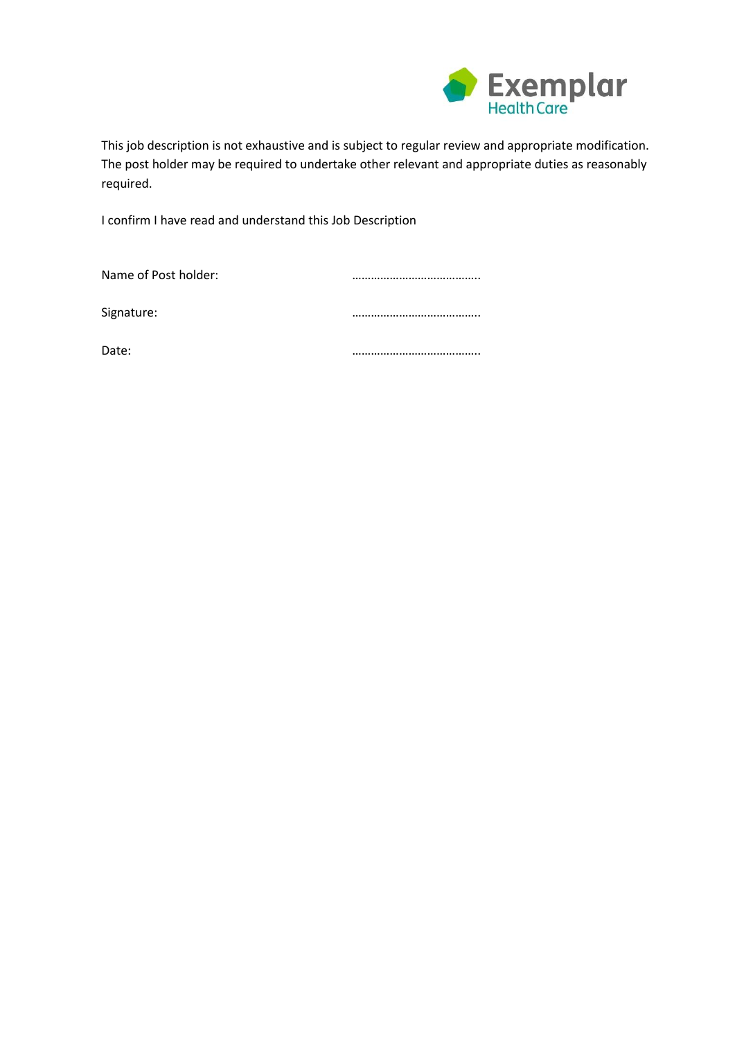This job description is not exhaustive and is subject to regular review and appropriate modification. The post holder may be required to undertake other relevant and appropriate duties as reasonably required.

I confirm I have read and understand this Job Description

Name of Post holder: ………………………………….

Signature: ………………………………….

Date: ………………………………….